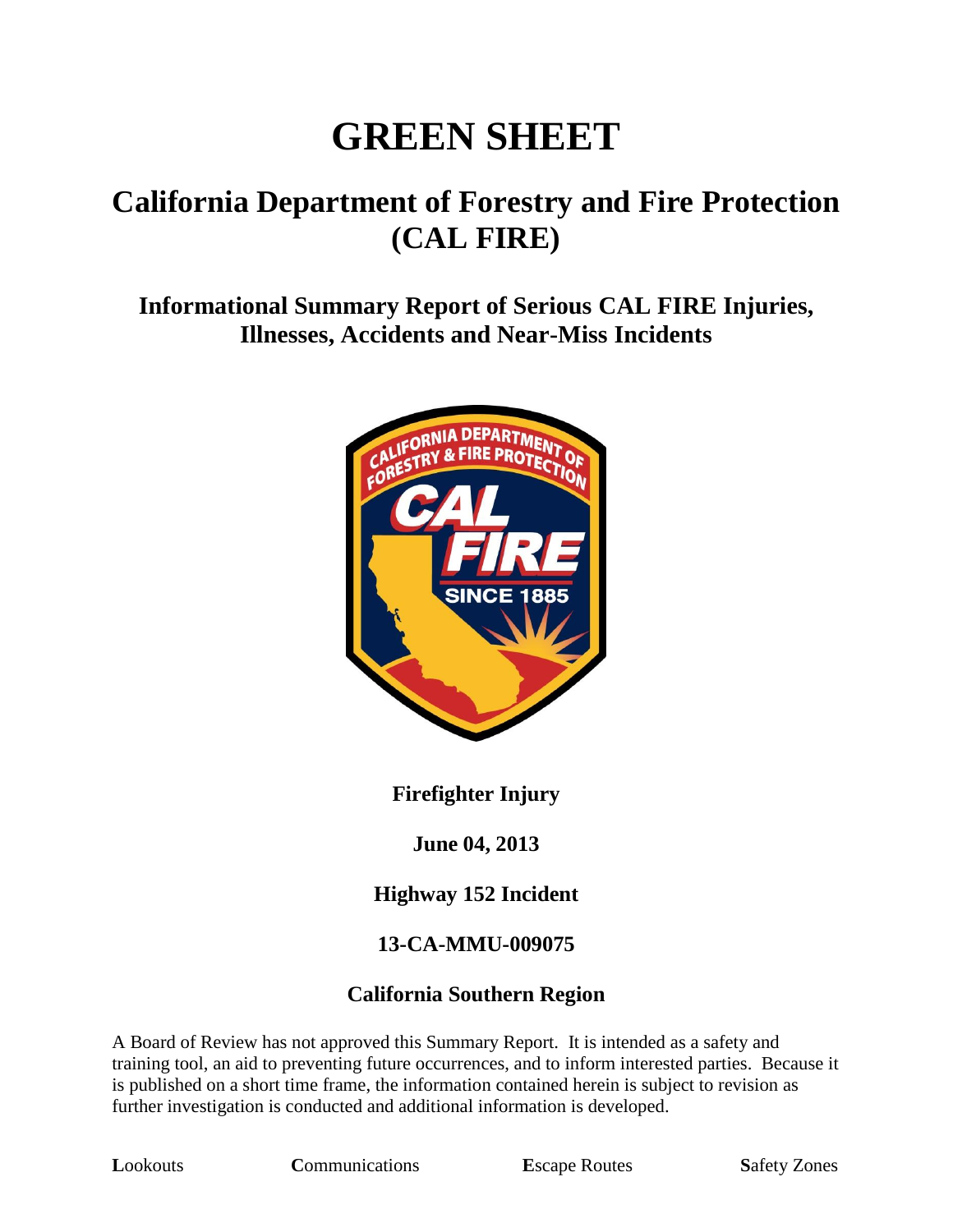# GREEN SHEET

## California Department of Forestry and Fire Protection (CAL FIRE)

### Informational Summary Report of Serious CAL FIRE Injuries, Illnesses, Accidents and Near-Miss Incidents

**Firefighter Injury**

**June 04, 2013**

**Highway 152 Incident**

**13-CA-MMU-009075**

**California Southern Region**

A Board of Review has not approved this Summary Report. It is intended as a safety and training tool, an aid to preventing future occurrences, and to inform interested parties. Because it is published on a short time frame, the information contained herein is subject to revision as further investigation is conducted and additional information is developed.

**L**ookouts **C**ommunications **E**scape Routes **S**afety Zones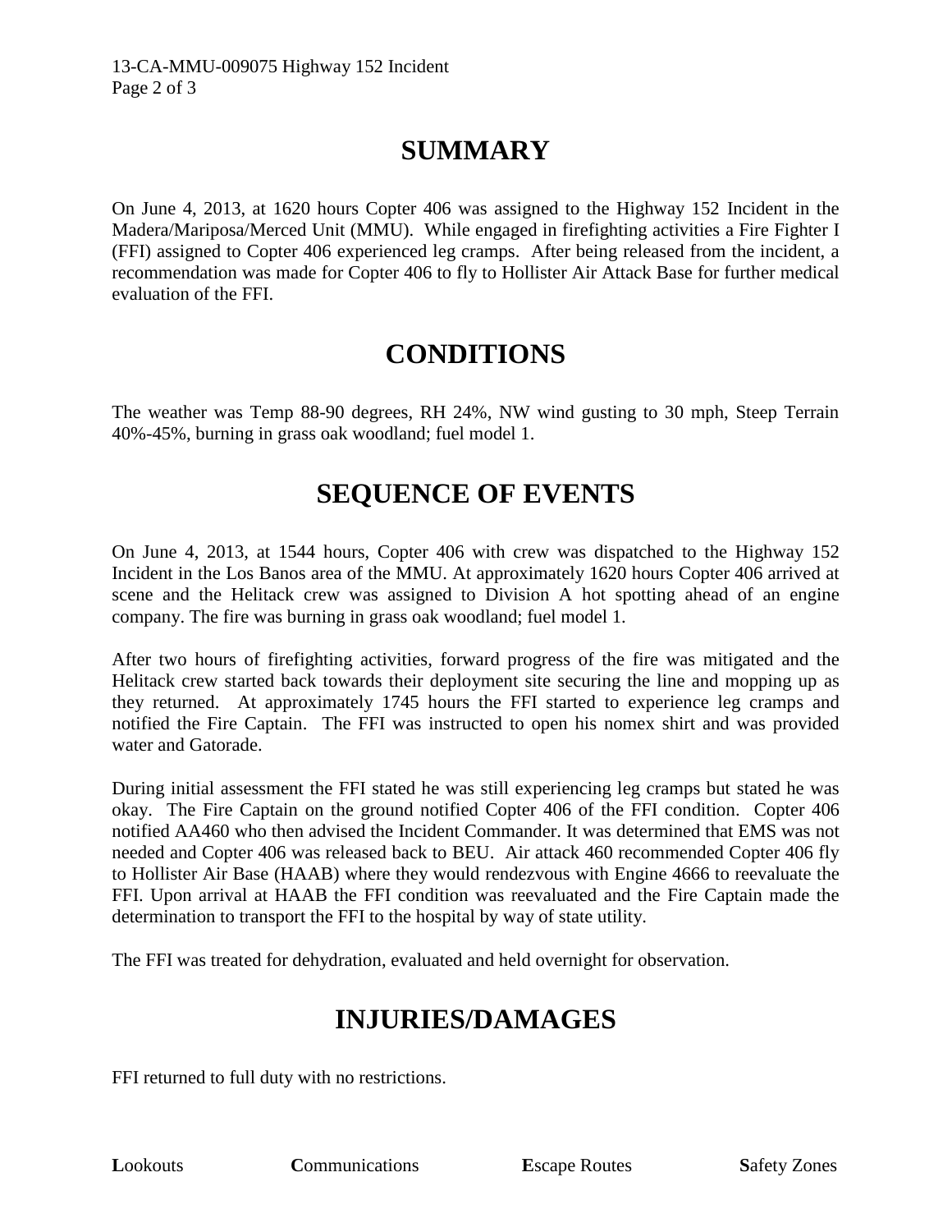# SUMMARY

On June 4, 2013, at 1620 hours Copter 406 was assigned to the Highway 152 Incident in the Madera/Mariposa/Merced Unit (MMU). While engaged in firefighting activities a Fire Fighter I (FFI) assigned to Copter 406 experienced leg cramps. After being released from the incident, a recommendation was made for Copter 406 to fly to Hollister Air Attack Base for further medical evaluation of the FFI.

# CONDITIONS

The weather was Temp 88-90 degrees, RH 24%, NW wind gusting to 30 mph, Steep Terrain 40%-45%, burning in grass oak woodland; fuel model 1.

# SEQUENCE OF EVENTS

On June 4, 2013, at 1544 hours, Copter 406 with crew was dispatched to the Highway 152 Incident in the Los Banos area of the MMU. At approximately 1620 hours Copter 406 arrived at scene and the Helitack crew was assigned to Division A hot spotting ahead of an engine company. The fire was burning in grass oak woodland; fuel model 1.

After two hours of firefighting activities, forward progress of the fire was mitigated and the Helitack crew started back towards their deployment site securing the line and mopping up as they returned. At approximately 1745 hours the FFI started to experience leg cramps and notified the Fire Captain. The FFI was instructed to open his nomex shirt and was provided water and Gatorade.

During initial assessment the FFI stated he was still experiencing leg cramps but stated he was okay. The Fire Captain on the ground notified Copter 406 of the FFI condition. Copter 406 notified AA460 who then advised the Incident Commander. It was determined that EMS was not needed and Copter 406 was released back to BEU. Air attack 460 recommended Copter 406 fly to Hollister Air Base (HAAB) where they would rendezvous with Engine 4666 to reevaluate the FFI. Upon arrival at HAAB the FFI condition was reevaluated and the Fire Captain made the determination to transport the FFI to the hospital by way of state utility.

The FFI was treated for dehydration, evaluated and held overnight for observation.

# INJURIES/DAMAGES

FFI returned to full duty with no restrictions.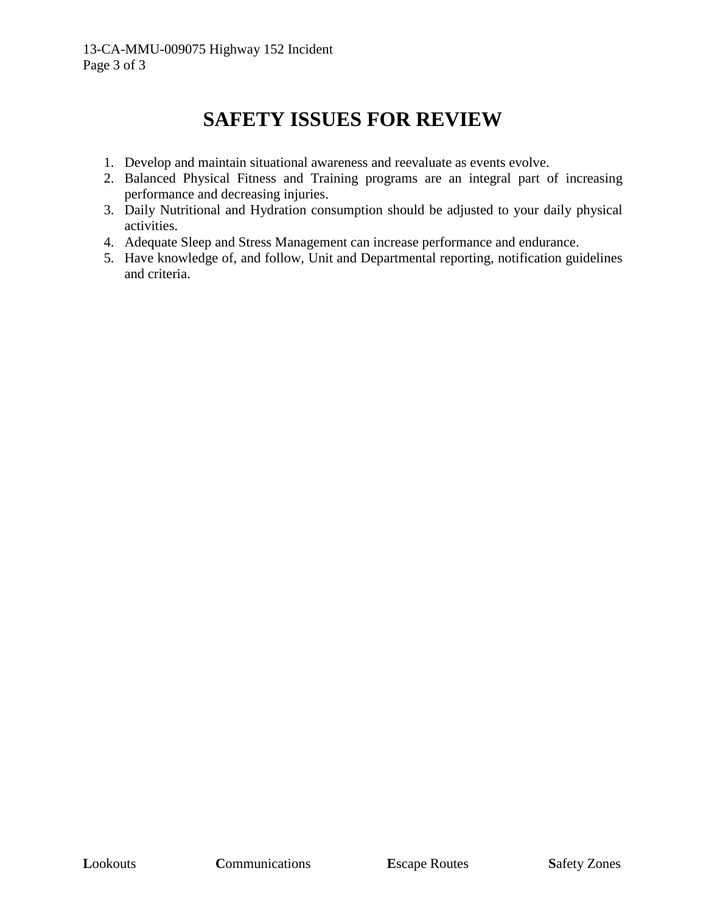# SAFETY ISSUES FOR REVIEW

1. Develop and maintain situational awareness and reevaluate as events evolve.
2. Balanced Physical Fitness and Training programs are an integral part of increasing performance and decreasing injuries.
3. Daily Nutritional and Hydration consumption should be adjusted to your daily physical activities.
4. Adequate Sleep and Stress Management can increase performance and endurance.
5. Have knowledge of, and follow, Unit and Departmental reporting, notification guidelines and criteria.